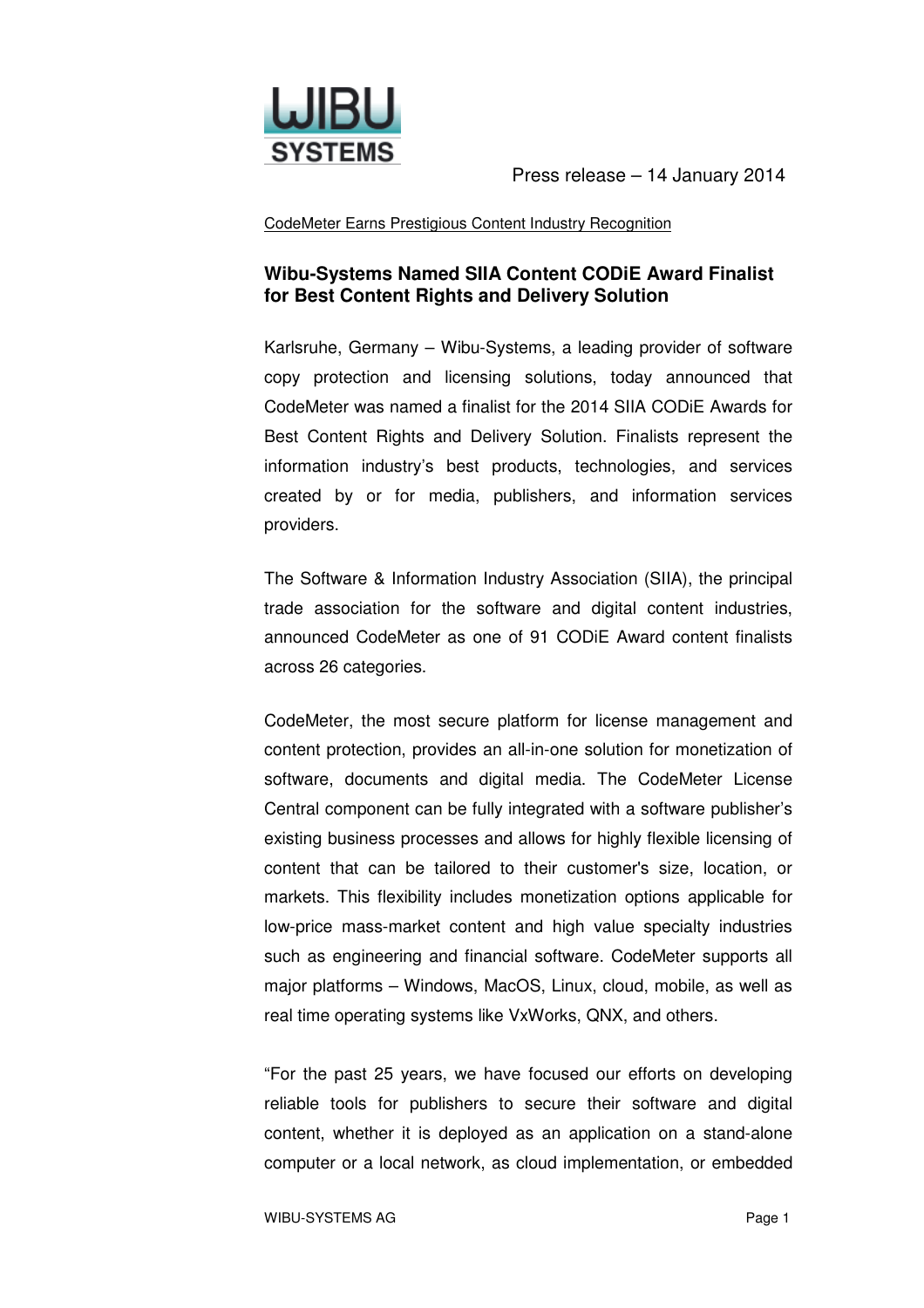Press release – 14 January 2014

CodeMeter Earns Prestigious Content Industry Recognition

## Wibu-Systems Named SIIA Content CODiE Award Finalist for Best Content Rights and Delivery Solution

Karlsruhe, Germany – Wibu-Systems, a leading provider of software copy protection and licensing solutions, today announced that CodeMeter was named a finalist for the 2014 SIIA CODiE Awards for Best Content Rights and Delivery Solution. Finalists represent the information industry's best products, technologies, and services created by or for media, publishers, and information services providers.

The Software & Information Industry Association (SIIA), the principal trade association for the software and digital content industries, announced CodeMeter as one of 91 CODiE Award content finalists across 26 categories.

CodeMeter, the most secure platform for license management and content protection, provides an all-in-one solution for monetization of software, documents and digital media. The CodeMeter License Central component can be fully integrated with a software publisher's existing business processes and allows for highly flexible licensing of content that can be tailored to their customer's size, location, or markets. This flexibility includes monetization options applicable for low-price mass-market content and high value specialty industries such as engineering and financial software. CodeMeter supports all major platforms – Windows, MacOS, Linux, cloud, mobile, as well as real time operating systems like VxWorks, QNX, and others.

"For the past 25 years, we have focused our efforts on developing reliable tools for publishers to secure their software and digital content, whether it is deployed as an application on a stand-alone computer or a local network, as cloud implementation, or embedded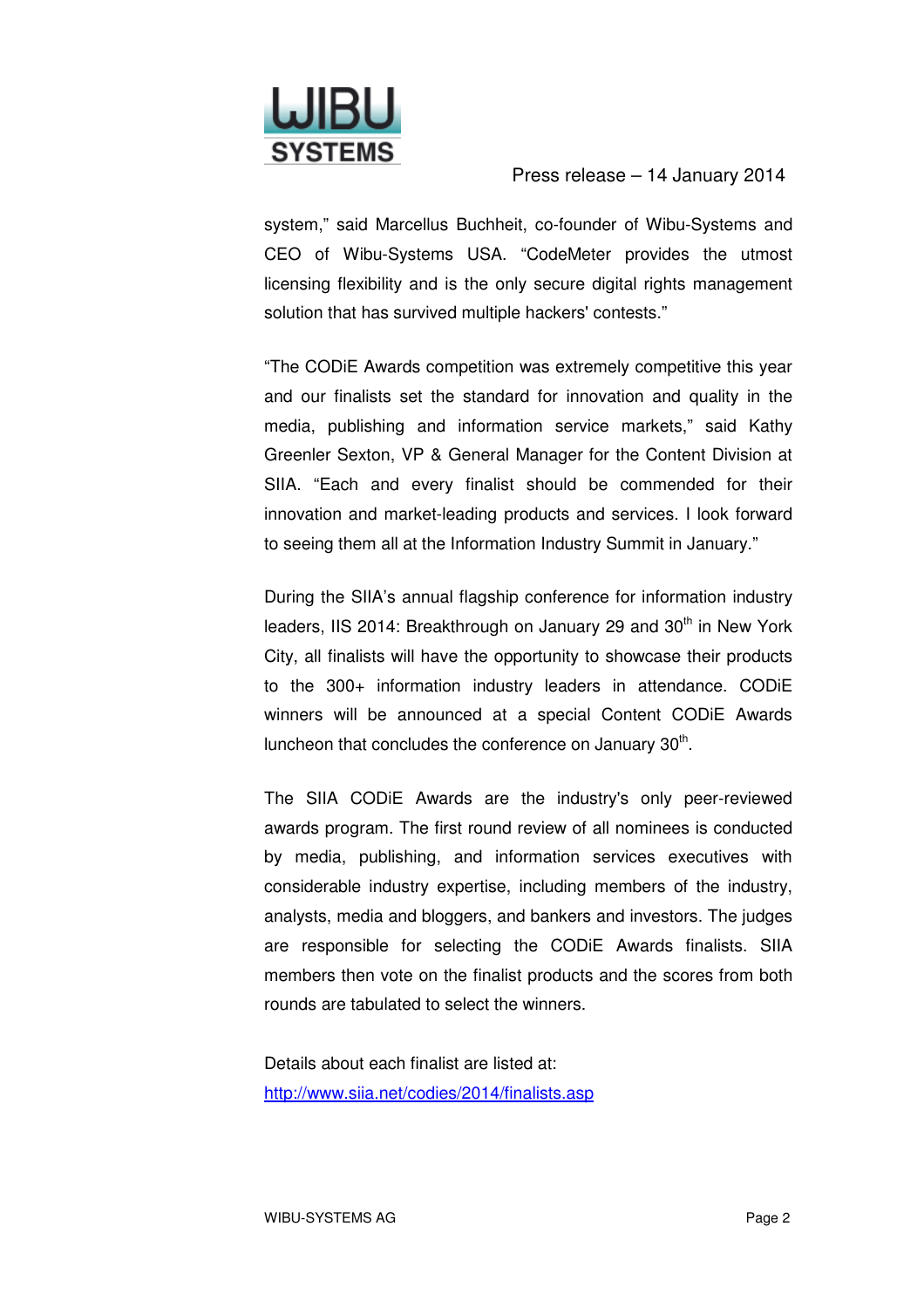system," said Marcellus Buchheit, co-founder of Wibu-Systems and CEO of Wibu-Systems USA. "CodeMeter provides the utmost licensing flexibility and is the only secure digital rights management solution that has survived multiple hackers' contests."

"The CODiE Awards competition was extremely competitive this year and our finalists set the standard for innovation and quality in the media, publishing and information service markets," said Kathy Greenler Sexton, VP & General Manager for the Content Division at SIIA. "Each and every finalist should be commended for their innovation and market-leading products and services. I look forward to seeing them all at the Information Industry Summit in January."

During the SIIA's annual flagship conference for information industry leaders, IIS 2014: Breakthrough on January 29 and 30th in New York City, all finalists will have the opportunity to showcase their products to the 300+ information industry leaders in attendance. CODiE winners will be announced at a special Content CODiE Awards luncheon that concludes the conference on January 30th.

The SIIA CODiE Awards are the industry's only peer-reviewed awards program. The first round review of all nominees is conducted by media, publishing, and information services executives with considerable industry expertise, including members of the industry, analysts, media and bloggers, and bankers and investors. The judges are responsible for selecting the CODiE Awards finalists. SIIA members then vote on the finalist products and the scores from both rounds are tabulated to select the winners.

Details about each finalist are listed at:
[http://www.siia.net/codies/2014/finalists.asp](http://www.siia.net/codies/2014/finalists.asp)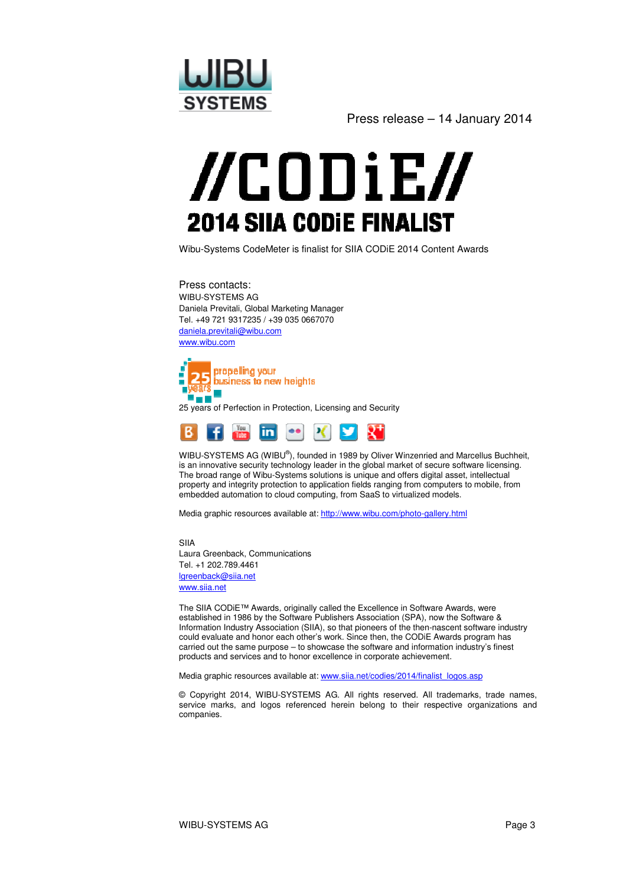Press release – 14 January 2014

# //CODiE//

## 2014 SIIA CODiE FINALIST

Wibu-Systems CodeMeter is finalist for SIIA CODiE 2014 Content Awards

Press contacts:
WIBU-SYSTEMS AG
Daniela Previtali, Global Marketing Manager
Tel. +49 721 9317235 / +39 035 0667070
daniela.previtali@wibu.com
www.wibu.com

25 years propelling your business to new heights

25 years of Perfection in Protection, Licensing and Security

WIBU-SYSTEMS AG (WIBU®), founded in 1989 by Oliver Winzenried and Marcellus Buchheit, is an innovative security technology leader in the global market of secure software licensing. The broad range of Wibu-Systems solutions is unique and offers digital asset, intellectual property and integrity protection to application fields ranging from computers to mobile, from embedded automation to cloud computing, from SaaS to virtualized models.

Media graphic resources available at: http://www.wibu.com/photo-gallery.html

SIIA
Laura Greenback, Communications
Tel. +1 202.789.4461
lgreenback@siia.net
www.siia.net

The SIIA CODiE™ Awards, originally called the Excellence in Software Awards, were established in 1986 by the Software Publishers Association (SPA), now the Software & Information Industry Association (SIIA), so that pioneers of the then-nascent software industry could evaluate and honor each other's work. Since then, the CODiE Awards program has carried out the same purpose – to showcase the software and information industry's finest products and services and to honor excellence in corporate achievement.

Media graphic resources available at: www.siia.net/codies/2014/finalist_logos.asp

© Copyright 2014, WIBU-SYSTEMS AG. All rights reserved. All trademarks, trade names, service marks, and logos referenced herein belong to their respective organizations and companies.